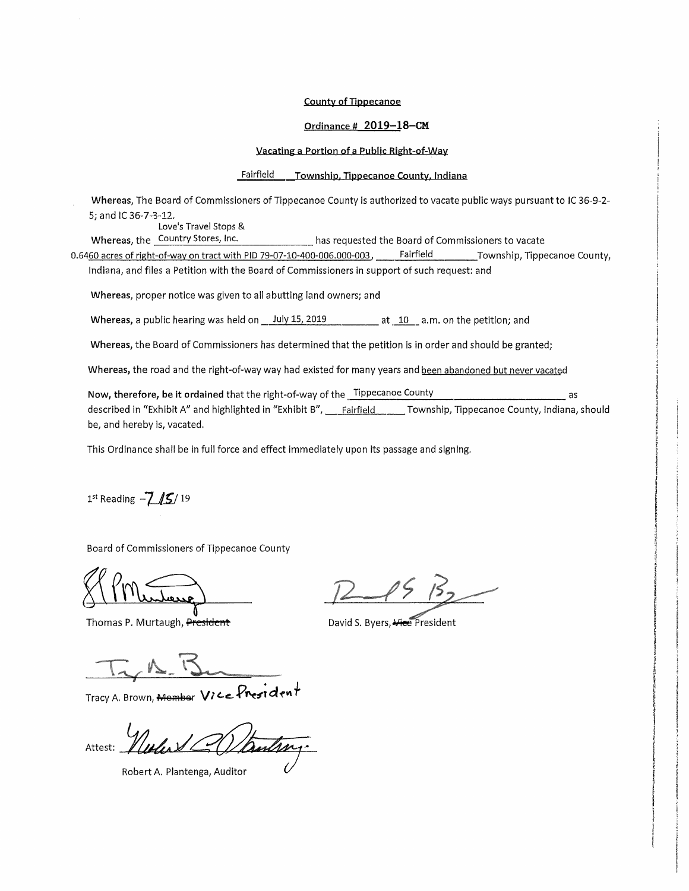**County of Tippecanoe**

**Ordinance # 2019–18–CM**

**Vacating a Portion of a Public Right-of-Way**

Fairfield Township, Tippecanoe County, Indiana

**Whereas,** The Board of Commissioners of Tippecanoe County is authorized to vacate public ways pursuant to IC 36-9-2-5; and IC 36-7-3-12.

**Whereas,** the Love's Travel Stops & Country Stores, Inc. has requested the Board of Commissioners to vacate 0.6460 acres of right-of-way on tract with PID 79-07-10-400-006.000-003, Fairfield Township, Tippecanoe County, Indiana, and files a Petition with the Board of Commissioners in support of such request: and

**Whereas,** proper notice was given to all abutting land owners; and

**Whereas,** a public hearing was held on July 15, 2019 at 10 a.m. on the petition; and

**Whereas,** the Board of Commissioners has determined that the petition is in order and should be granted;

**Whereas,** the road and the right-of-way way had existed for many years and been abandoned but never vacated

**Now, therefore, be it ordained** that the right-of-way of the Tippecanoe County as described in "Exhibit A" and highlighted in "Exhibit B", Fairfield Township, Tippecanoe County, Indiana, should be, and hereby is, vacated.

This Ordinance shall be in full force and effect immediately upon its passage and signing.

1st Reading - 7/15/19

Board of Commissioners of Tippecanoe County

Thomas P. Murtaugh, ~~President~~

David S. Byers, ~~Vice~~ President

Tracy A. Brown, ~~Member~~ Vice President

Attest:

Robert A. Plantenga, Auditor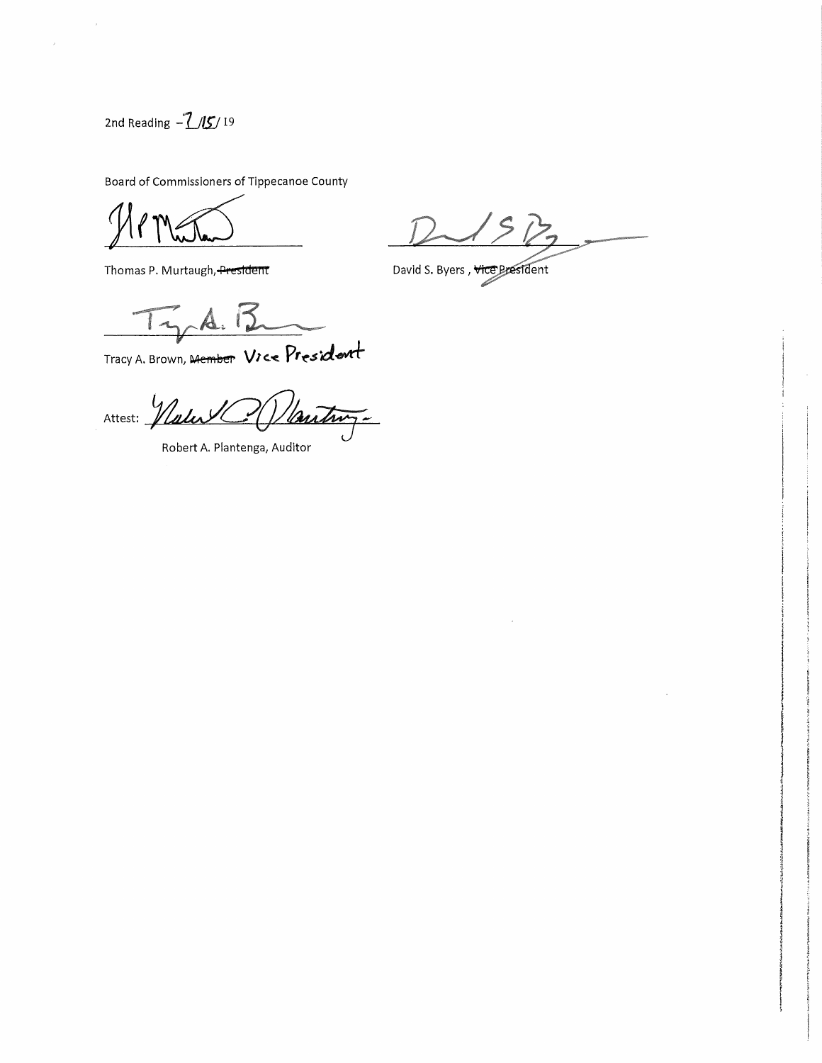2nd Reading – 7/15/19

Board of Commissioners of Tippecanoe County

Thomas P. Murtaugh, ~~President~~

David S. Byers, ~~Vice~~ President

Tracy A. Brown, ~~Member~~ Vice President

Attest: ______________________

Robert A. Plantenga, Auditor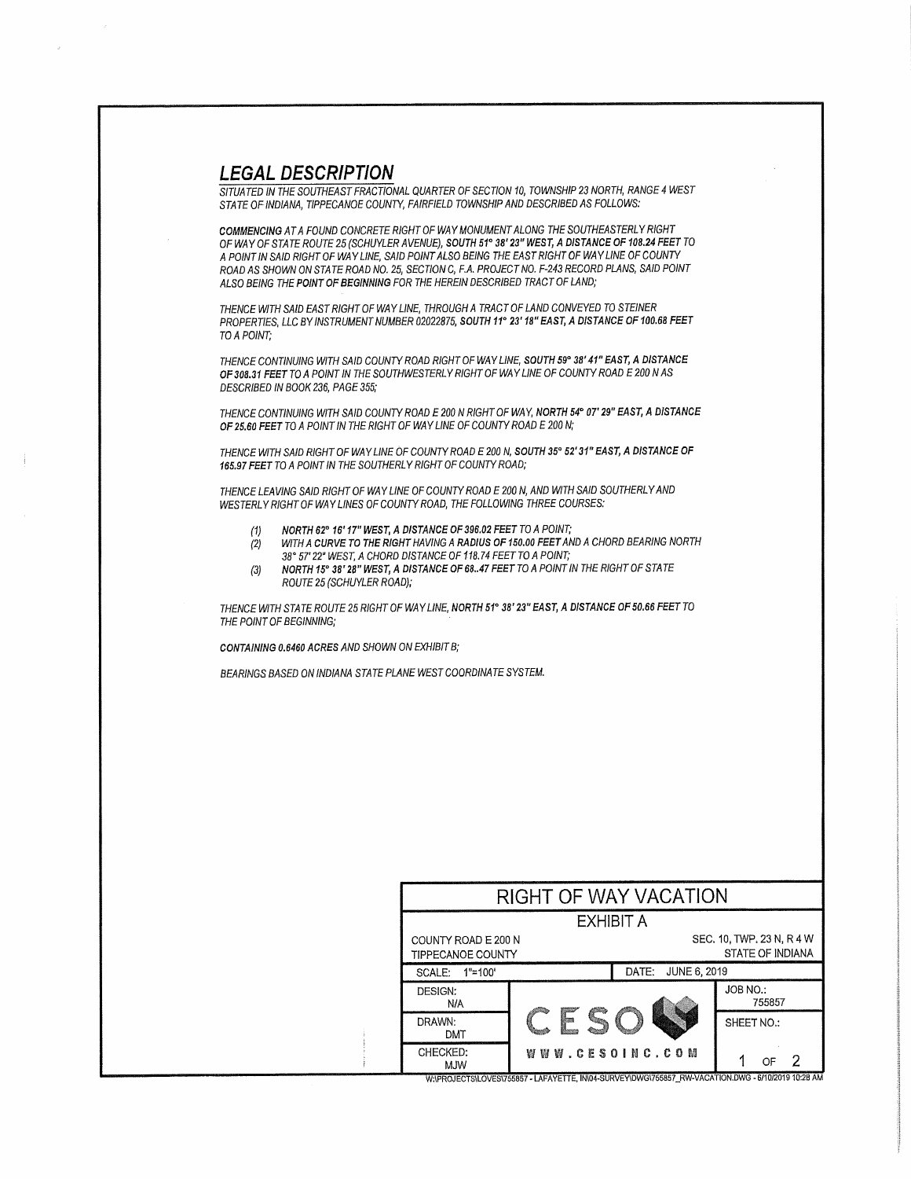## *LEGAL DESCRIPTION*

*SITUATED IN THE SOUTHEAST FRACTIONAL QUARTER OF SECTION 10, TOWNSHIP 23 NORTH, RANGE 4 WEST STATE OF INDIANA, TIPPECANOE COUNTY, FAIRFIELD TOWNSHIP AND DESCRIBED AS FOLLOWS:*

***COMMENCING*** *AT A FOUND CONCRETE RIGHT OF WAY MONUMENT ALONG THE SOUTHEASTERLY RIGHT OF WAY OF STATE ROUTE 25 (SCHUYLER AVENUE),* ***SOUTH 51° 38' 23" WEST, A DISTANCE OF 108.24 FEET*** *TO A POINT IN SAID RIGHT OF WAY LINE, SAID POINT ALSO BEING THE EAST RIGHT OF WAY LINE OF COUNTY ROAD AS SHOWN ON STATE ROAD NO. 25, SECTION C, F.A. PROJECT NO. F-243 RECORD PLANS, SAID POINT ALSO BEING THE* ***POINT OF BEGINNING*** *FOR THE HEREIN DESCRIBED TRACT OF LAND;*

*THENCE WITH SAID EAST RIGHT OF WAY LINE, THROUGH A TRACT OF LAND CONVEYED TO STEINER PROPERTIES, LLC BY INSTRUMENT NUMBER 02022875,* ***SOUTH 11° 23' 18" EAST, A DISTANCE OF 100.68 FEET*** *TO A POINT;*

*THENCE CONTINUING WITH SAID COUNTY ROAD RIGHT OF WAY LINE,* ***SOUTH 59° 38' 41" EAST, A DISTANCE OF 308.31 FEET*** *TO A POINT IN THE SOUTHWESTERLY RIGHT OF WAY LINE OF COUNTY ROAD E 200 N AS DESCRIBED IN BOOK 236, PAGE 355;*

*THENCE CONTINUING WITH SAID COUNTY ROAD E 200 N RIGHT OF WAY,* ***NORTH 54° 07' 29" EAST, A DISTANCE OF 25.60 FEET*** *TO A POINT IN THE RIGHT OF WAY LINE OF COUNTY ROAD E 200 N;*

*THENCE WITH SAID RIGHT OF WAY LINE OF COUNTY ROAD E 200 N,* ***SOUTH 35° 52' 31" EAST, A DISTANCE OF 165.97 FEET*** *TO A POINT IN THE SOUTHERLY RIGHT OF COUNTY ROAD;*

*THENCE LEAVING SAID RIGHT OF WAY LINE OF COUNTY ROAD E 200 N, AND WITH SAID SOUTHERLY AND WESTERLY RIGHT OF WAY LINES OF COUNTY ROAD, THE FOLLOWING THREE COURSES:*

- *(1)* ***NORTH 62° 16' 17" WEST, A DISTANCE OF 396.02 FEET*** *TO A POINT;*
- *(2) WITH A* ***CURVE TO THE RIGHT*** *HAVING A* ***RADIUS OF 150.00 FEET*** *AND A CHORD BEARING NORTH 38° 57' 22" WEST, A CHORD DISTANCE OF 118.74 FEET TO A POINT;*
- *(3)* ***NORTH 15° 38' 28" WEST, A DISTANCE OF 68..47 FEET*** *TO A POINT IN THE RIGHT OF STATE ROUTE 25 (SCHUYLER ROAD);*

*THENCE WITH STATE ROUTE 25 RIGHT OF WAY LINE,* ***NORTH 51° 38' 23" EAST, A DISTANCE OF 50.66 FEET*** *TO THE POINT OF BEGINNING;*

***CONTAINING 0.6460 ACRES*** *AND SHOWN ON EXHIBIT B;*

*BEARINGS BASED ON INDIANA STATE PLANE WEST COORDINATE SYSTEM.*

| RIGHT OF WAY VACATION | | |
|---|---|---|
| EXHIBIT A | | |
| COUNTY ROAD E 200 N<br>TIPPECANOE COUNTY | | SEC. 10, TWP. 23 N, R 4 W<br>STATE OF INDIANA |
| SCALE: 1"=100' | DATE: JUNE 6, 2019 | |
| DESIGN: N/A | CESO | JOB NO.: 755857 |
| DRAWN: DMT | | SHEET NO.: |
| CHECKED: MJW | WWW.CESOINC.COM | 1 OF 2 |

W:\PROJECTS\LOVES\755857 - LAFAYETTE, IN\04-SURVEY\DWG\755857_RW-VACATION.DWG - 6/10/2019 10:28 AM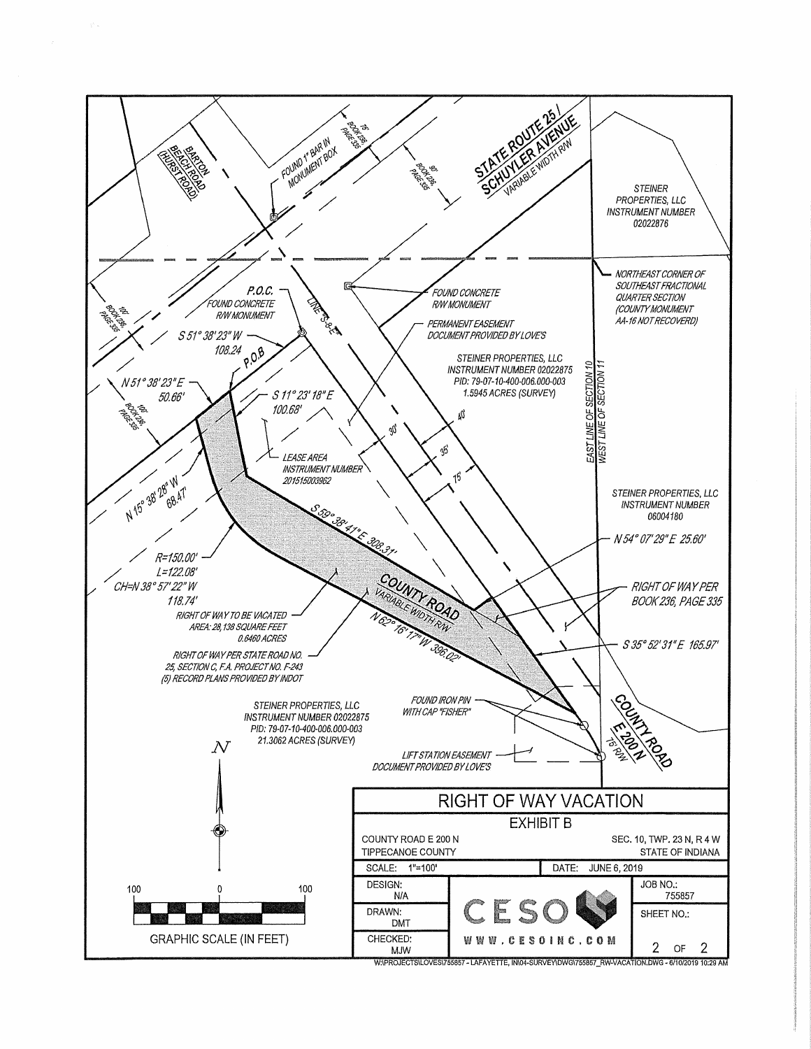BARTON BEACH ROAD (HURST ROAD)

FOUND 1" BAR IN MONUMENT BOX

75' BOOK 236, PAGE 335

90' BOOK 236, PAGE 335

STATE ROUTE 25 / SCHUYLER AVENUE

VARIABLE WIDTH R/W

STEINER PROPERTIES, LLC
INSTRUMENT NUMBER
02022876

NORTHEAST CORNER OF SOUTHEAST FRACTIONAL QUARTER SECTION (COUNTY MONUMENT AA-16 NOT RECOVERD)

P.O.C.
FOUND CONCRETE R/W MONUMENT

LINE "S-8-E"

FOUND CONCRETE R/W MONUMENT

PERMANENT EASEMENT DOCUMENT PROVIDED BY LOVE'S

100' BOOK 236, PAGE 335

S 51° 38' 23" W
108.24

P.O.B

STEINER PROPERTIES, LLC
INSTRUMENT NUMBER 02022875
PID: 79-07-10-400-006.000-003
1.5945 ACRES (SURVEY)

N 51° 38' 23" E
50.66'

S 11° 23' 18" E
100.68'

100' BOOK 236, PAGE 335

EAST LINE OF SECTION 10

WEST LINE OF SECTION 11

30'

40'

35'

75'

LEASE AREA
INSTRUMENT NUMBER
201515003962

N 15° 38' 28" W
68.47'

S 59° 38' 41" E 308.31'

STEINER PROPERTIES, LLC
INSTRUMENT NUMBER
06004180

N 54° 07' 29" E 25.60'

R=150.00'
L=122.08'
CH=N 38° 57' 22" W
118.74'

COUNTY ROAD
VARIABLE WIDTH R/W

RIGHT OF WAY PER BOOK 236, PAGE 335

N 62° 16' 17" W 396.02'

RIGHT OF WAY TO BE VACATED
AREA: 28,138 SQUARE FEET
0.6460 ACRES

S 35° 52' 31" E 165.97'

RIGHT OF WAY PER STATE ROAD NO. 25, SECTION C, F.A. PROJECT NO. F-243 (5) RECORD PLANS PROVIDED BY INDOT

STEINER PROPERTIES, LLC
INSTRUMENT NUMBER 02022875
PID: 79-07-10-400-006.000-003
21.3062 ACRES (SURVEY)

FOUND IRON PIN WITH CAP "FISHER"

COUNTY ROAD E 200 N
75' R/W

LIFT STATION EASEMENT DOCUMENT PROVIDED BY LOVE'S

N

100 0 100

GRAPHIC SCALE (IN FEET)

# RIGHT OF WAY VACATION

## EXHIBIT B

| | | | |
|---|---|---|---|
| COUNTY ROAD E 200 N<br>TIPPECANOE COUNTY | | | SEC. 10, TWP. 23 N, R 4 W<br>STATE OF INDIANA |
| SCALE: 1"=100' | | DATE: JUNE 6, 2019 | |
| DESIGN: N/A | CESO<br>WWW.CESOINC.COM | | JOB NO.: 755857 |
| DRAWN: DMT | | | SHEET NO.: |
| CHECKED: MJW | | | 2 OF 2 |

W:\PROJECTS\LOVES\755857 - LAFAYETTE, IN\04-SURVEY\DWG\755857_RW-VACATION.DWG - 6/10/2019 10:29 AM